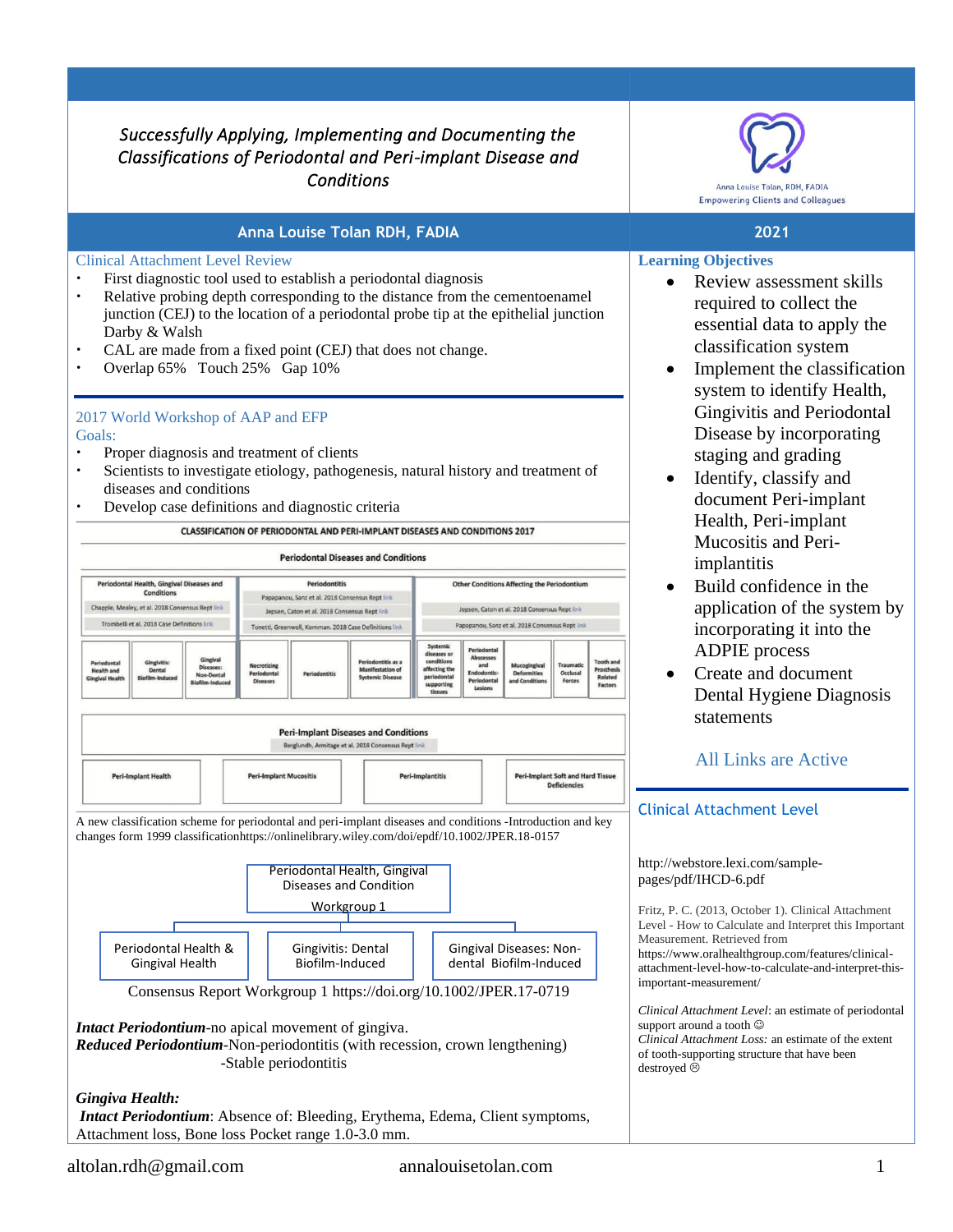# *Successfully Applying, Implementing and Documenting the Classifications of Periodontal and Peri-implant Disease and Conditions*

Anna Louise Tolan, RDH, FADIA
Empowering Clients and Colleagues

**Anna Louise Tolan RDH, FADIA** | **2021**

## Clinical Attachment Level Review

- First diagnostic tool used to establish a periodontal diagnosis
- Relative probing depth corresponding to the distance from the cementoenamel junction (CEJ) to the location of a periodontal probe tip at the epithelial junction Darby & Walsh
- CAL are made from a fixed point (CEJ) that does not change.
- Overlap 65% Touch 25% Gap 10%

## 2017 World Workshop of AAP and EFP

Goals:

- Proper diagnosis and treatment of clients
- Scientists to investigate etiology, pathogenesis, natural history and treatment of diseases and conditions
- Develop case definitions and diagnostic criteria

**CLASSIFICATION OF PERIODONTAL AND PERI-IMPLANT DISEASES AND CONDITIONS 2017**

**Periodontal Diseases and Conditions**

| Periodontal Health, Gingival Diseases and Conditions | | | Periodontitis | | | Other Conditions Affecting the Periodontium | | | | |
|---|---|---|---|---|---|---|---|---|---|---|
| Chapple, Mealey, et al. 2018 Consensus Rept link; Trombelli et al. 2018 Case Definitions link | | | Papapanou, Sanz et al. 2018 Consensus Rept link; Jepsen, Caton et al. 2018 Consensus Rept link; Tonetti, Greenwell, Kornman. 2018 Case Definitions link | | | Jepsen, Caton et al. 2018 Consensus Rept link; Papapanou, Sanz et al. 2018 Consensus Rept link | | | | |
| Periodontal Health and Gingival Health | Gingivitis: Dental Biofilm-Induced | Gingival Diseases: Non-Dental Biofilm-Induced | Necrotizing Periodontal Diseases | Periodontitis | Periodontitis as a Manifestation of Systemic Disease | Systemic diseases or conditions affecting the periodontal supporting tissues | Periodontal Abscesses and Endodontic-Periodontal Lesions | Mucogingival Deformities and Conditions | Traumatic Occlusal Forces | Tooth and Prosthesis Related Factors |

**Peri-Implant Diseases and Conditions**

Berglundh, Armitage et al. 2018 Consensus Rept link

| Peri-Implant Health | Peri-Implant Mucositis | Peri-Implantitis | Peri-Implant Soft and Hard Tissue Deficiencies |
|---|---|---|---|

A new classification scheme for periodontal and peri-implant diseases and conditions -Introduction and key changes form 1999 classificationhttps://onlinelibrary.wiley.com/doi/epdf/10.1002/JPER.18-0157

Periodontal Health, Gingival Diseases and Condition
Workgroup 1

- Periodontal Health & Gingival Health
- Gingivitis: Dental Biofilm-Induced
- Gingival Diseases: Non-dental Biofilm-Induced

Consensus Report Workgroup 1 https://doi.org/10.1002/JPER.17-0719

***Intact Periodontium***-no apical movement of gingiva.
***Reduced Periodontium***-Non-periodontitis (with recession, crown lengthening)
-Stable periodontitis

***Gingiva Health:***
***Intact Periodontium***: Absence of: Bleeding, Erythema, Edema, Client symptoms, Attachment loss, Bone loss Pocket range 1.0-3.0 mm.

## Learning Objectives

- Review assessment skills required to collect the essential data to apply the classification system
- Implement the classification system to identify Health, Gingivitis and Periodontal Disease by incorporating staging and grading
- Identify, classify and document Peri-implant Health, Peri-implant Mucositis and Peri-implantitis
- Build confidence in the application of the system by incorporating it into the ADPIE process
- Create and document Dental Hygiene Diagnosis statements

All Links are Active

## Clinical Attachment Level

http://webstore.lexi.com/sample-pages/pdf/IHCD-6.pdf

Fritz, P. C. (2013, October 1). Clinical Attachment Level - How to Calculate and Interpret this Important Measurement. Retrieved from https://www.oralhealthgroup.com/features/clinical-attachment-level-how-to-calculate-and-interpret-this-important-measurement/

*Clinical Attachment Level*: an estimate of periodontal support around a tooth ☺
*Clinical Attachment Loss:* an estimate of the extent of tooth-supporting structure that have been destroyed ☹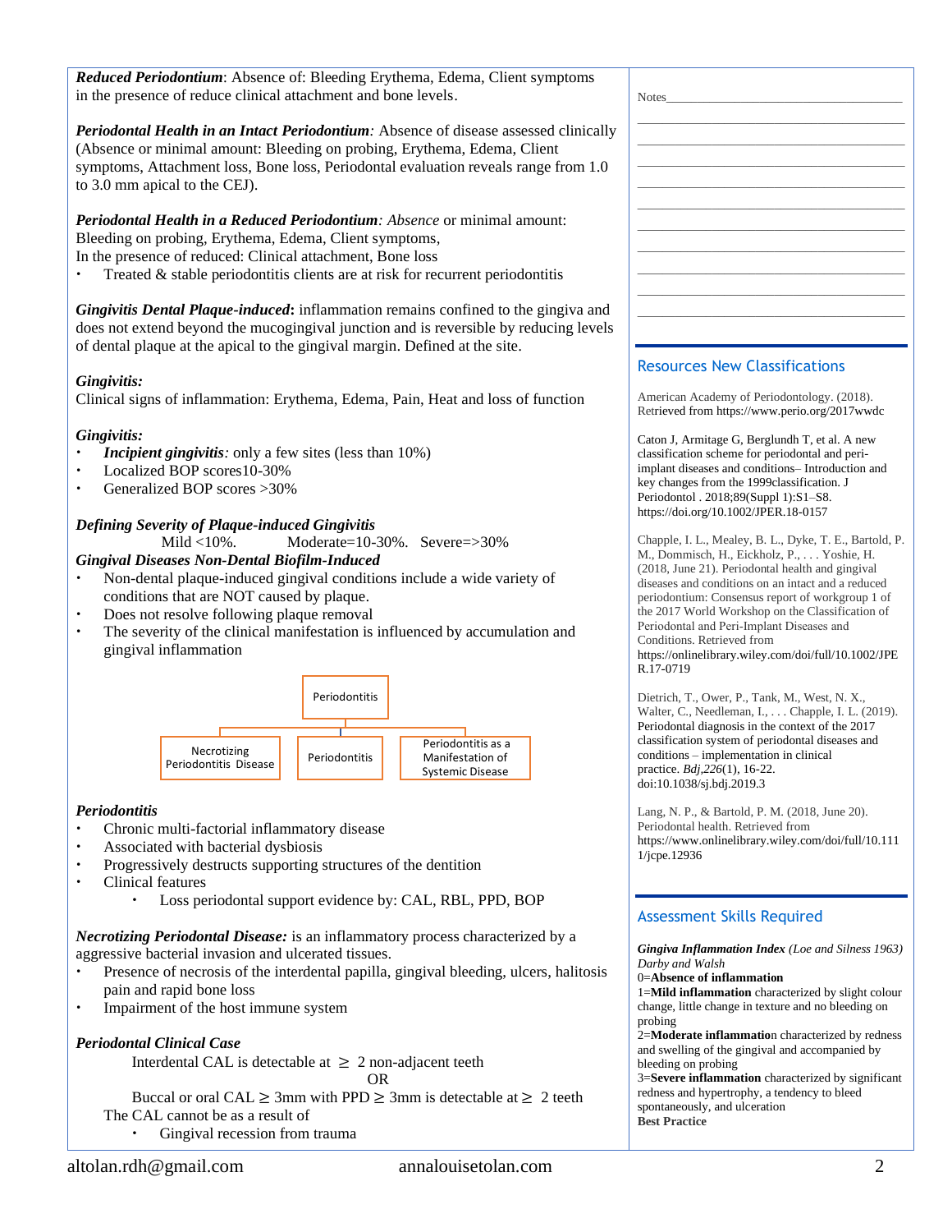***Reduced Periodontium***: Absence of: Bleeding Erythema, Edema, Client symptoms in the presence of reduce clinical attachment and bone levels.

***Periodontal Health in an Intact Periodontium****:* Absence of disease assessed clinically (Absence or minimal amount: Bleeding on probing, Erythema, Edema, Client symptoms, Attachment loss, Bone loss, Periodontal evaluation reveals range from 1.0 to 3.0 mm apical to the CEJ).

***Periodontal Health in a Reduced Periodontium****: Absence* or minimal amount: Bleeding on probing, Erythema, Edema, Client symptoms,
In the presence of reduced: Clinical attachment, Bone loss

- Treated & stable periodontitis clients are at risk for recurrent periodontitis

***Gingivitis Dental Plaque-induced*****:** inflammation remains confined to the gingiva and does not extend beyond the mucogingival junction and is reversible by reducing levels of dental plaque at the apical to the gingival margin. Defined at the site.

***Gingivitis:***
Clinical signs of inflammation: Erythema, Edema, Pain, Heat and loss of function

***Gingivitis:***

- ***Incipient gingivitis****:* only a few sites (less than 10%)
- Localized BOP scores10-30%
- Generalized BOP scores >30%

***Defining Severity of Plaque-induced Gingivitis***

Mild <10%. Moderate=10-30%. Severe=>30%

***Gingival Diseases Non-Dental Biofilm-Induced***

- Non-dental plaque-induced gingival conditions include a wide variety of conditions that are NOT caused by plaque.
- Does not resolve following plaque removal
- The severity of the clinical manifestation is influenced by accumulation and gingival inflammation

Periodontitis
- Necrotizing Periodontitis Disease
- Periodontitis
- Periodontitis as a Manifestation of Systemic Disease

***Periodontitis***

- Chronic multi-factorial inflammatory disease
- Associated with bacterial dysbiosis
- Progressively destructs supporting structures of the dentition
- Clinical features
  - Loss periodontal support evidence by: CAL, RBL, PPD, BOP

***Necrotizing Periodontal Disease:*** is an inflammatory process characterized by a aggressive bacterial invasion and ulcerated tissues.

- Presence of necrosis of the interdental papilla, gingival bleeding, ulcers, halitosis pain and rapid bone loss
- Impairment of the host immune system

***Periodontal Clinical Case***

Interdental CAL is detectable at $\geq$ 2 non-adjacent teeth

OR

Buccal or oral CAL $\geq$ 3mm with PPD $\geq$ 3mm is detectable at $\geq$ 2 teeth

The CAL cannot be as a result of

- Gingival recession from trauma

Notes

## Resources New Classifications

American Academy of Periodontology. (2018). Retrieved from https://www.perio.org/2017wwdc

Caton J, Armitage G, Berglundh T, et al. A new classification scheme for periodontal and peri-implant diseases and conditions– Introduction and key changes from the 1999classification. J Periodontol . 2018;89(Suppl 1):S1–S8. https://doi.org/10.1002/JPER.18-0157

Chapple, I. L., Mealey, B. L., Dyke, T. E., Bartold, P. M., Dommisch, H., Eickholz, P., . . . Yoshie, H. (2018, June 21). Periodontal health and gingival diseases and conditions on an intact and a reduced periodontium: Consensus report of workgroup 1 of the 2017 World Workshop on the Classification of Periodontal and Peri-Implant Diseases and Conditions. Retrieved from https://onlinelibrary.wiley.com/doi/full/10.1002/JPER.17-0719

Dietrich, T., Ower, P., Tank, M., West, N. X., Walter, C., Needleman, I., . . . Chapple, I. L. (2019). Periodontal diagnosis in the context of the 2017 classification system of periodontal diseases and conditions – implementation in clinical practice. *Bdj,226*(1), 16-22. doi:10.1038/sj.bdj.2019.3

Lang, N. P., & Bartold, P. M. (2018, June 20). Periodontal health. Retrieved from https://www.onlinelibrary.wiley.com/doi/full/10.1111/jcpe.12936

## Assessment Skills Required

***Gingiva Inflammation Index*** *(Loe and Silness 1963) Darby and Walsh*

0=**Absence of inflammation**

1=**Mild inflammation** characterized by slight colour change, little change in texture and no bleeding on probing

2=**Moderate inflammatio**n characterized by redness and swelling of the gingival and accompanied by bleeding on probing

3=**Severe inflammation** characterized by significant redness and hypertrophy, a tendency to bleed spontaneously, and ulceration

**Best Practice**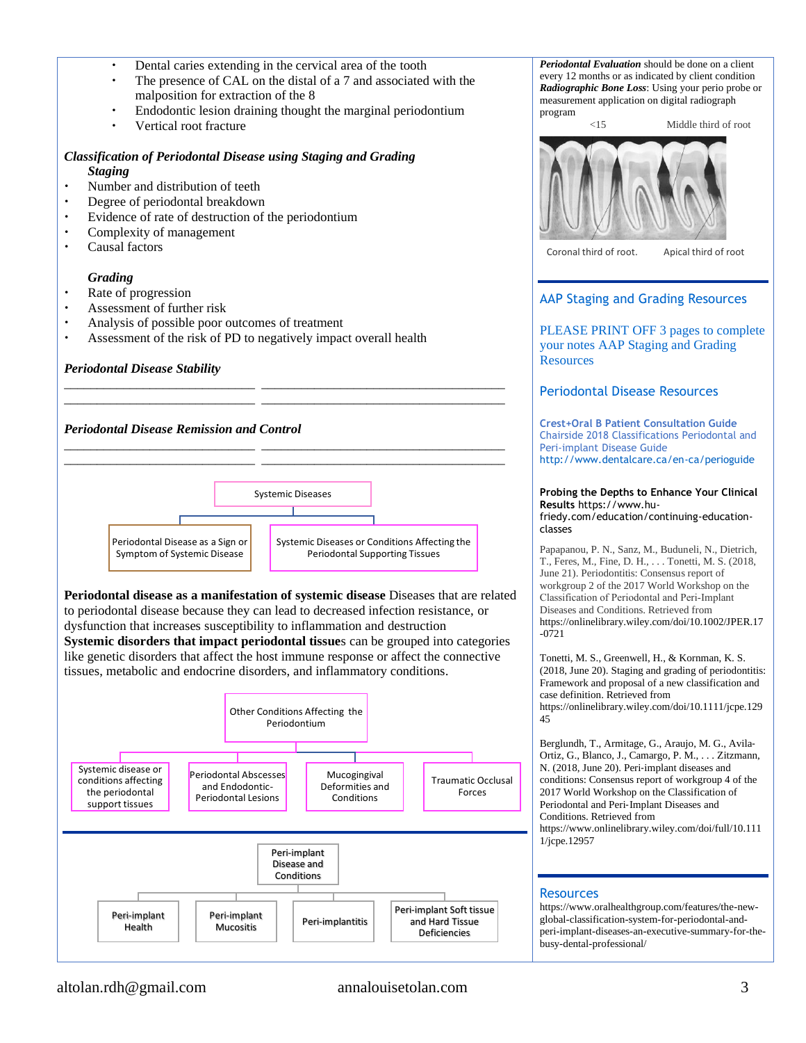- Dental caries extending in the cervical area of the tooth
- The presence of CAL on the distal of a 7 and associated with the malposition for extraction of the 8
- Endodontic lesion draining thought the marginal periodontium
- Vertical root fracture

***Classification of Periodontal Disease using Staging and Grading***

***Staging***

- Number and distribution of teeth
- Degree of periodontal breakdown
- Evidence of rate of destruction of the periodontium
- Complexity of management
- Causal factors

***Grading***

- Rate of progression
- Assessment of further risk
- Analysis of possible poor outcomes of treatment
- Assessment of the risk of PD to negatively impact overall health

***Periodontal Disease Stability***

___________________________ ___________________________________

___________________________ ___________________________________

***Periodontal Disease Remission and Control***

___________________________ ___________________________________

___________________________ ___________________________________

Systemic Diseases
- Periodontal Disease as a Sign or Symptom of Systemic Disease
- Systemic Diseases or Conditions Affecting the Periodontal Supporting Tissues

**Periodontal disease as a manifestation of systemic disease** Diseases that are related to periodontal disease because they can lead to decreased infection resistance, or dysfunction that increases susceptibility to inflammation and destruction

**Systemic disorders that impact periodontal tissue**s can be grouped into categories like genetic disorders that affect the host immune response or affect the connective tissues, metabolic and endocrine disorders, and inflammatory conditions.

Other Conditions Affecting the Periodontium
- Systemic disease or conditions affecting the periodontal support tissues
- Periodontal Abscesses and Endodontic-Periodontal Lesions
- Mucogingival Deformities and Conditions
- Traumatic Occlusal Forces

Peri-implant Disease and Conditions
- Peri-implant Health
- Peri-implant Mucositis
- Peri-implantitis
- Peri-implant Soft tissue and Hard Tissue Deficiencies

***Periodontal Evaluation*** should be done on a client every 12 months or as indicated by client condition

***Radiographic Bone Loss***: Using your perio probe or measurement application on digital radiograph program

<15 — Middle third of root

Coronal third of root. — Apical third of root

## AAP Staging and Grading Resources

PLEASE PRINT OFF 3 pages to complete your notes AAP Staging and Grading Resources

## Periodontal Disease Resources

**Crest+Oral B Patient Consultation Guide**
Chairside 2018 Classifications Periodontal and Peri-implant Disease Guide
http://www.dentalcare.ca/en-ca/perioguide

**Probing the Depths to Enhance Your Clinical Results** https://www.hu-friedy.com/education/continuing-education-classes

Papapanou, P. N., Sanz, M., Buduneli, N., Dietrich, T., Feres, M., Fine, D. H., . . . Tonetti, M. S. (2018, June 21). Periodontitis: Consensus report of workgroup 2 of the 2017 World Workshop on the Classification of Periodontal and Peri-Implant Diseases and Conditions. Retrieved from https://onlinelibrary.wiley.com/doi/10.1002/JPER.17-0721

Tonetti, M. S., Greenwell, H., & Kornman, K. S. (2018, June 20). Staging and grading of periodontitis: Framework and proposal of a new classification and case definition. Retrieved from https://onlinelibrary.wiley.com/doi/10.1111/jcpe.12945

Berglundh, T., Armitage, G., Araujo, M. G., Avila-Ortiz, G., Blanco, J., Camargo, P. M., . . . Zitzmann, N. (2018, June 20). Peri-implant diseases and conditions: Consensus report of workgroup 4 of the 2017 World Workshop on the Classification of Periodontal and Peri-Implant Diseases and Conditions. Retrieved from https://www.onlinelibrary.wiley.com/doi/full/10.1111/jcpe.12957

## Resources

https://www.oralhealthgroup.com/features/the-new-global-classification-system-for-periodontal-and-peri-implant-diseases-an-executive-summary-for-the-busy-dental-professional/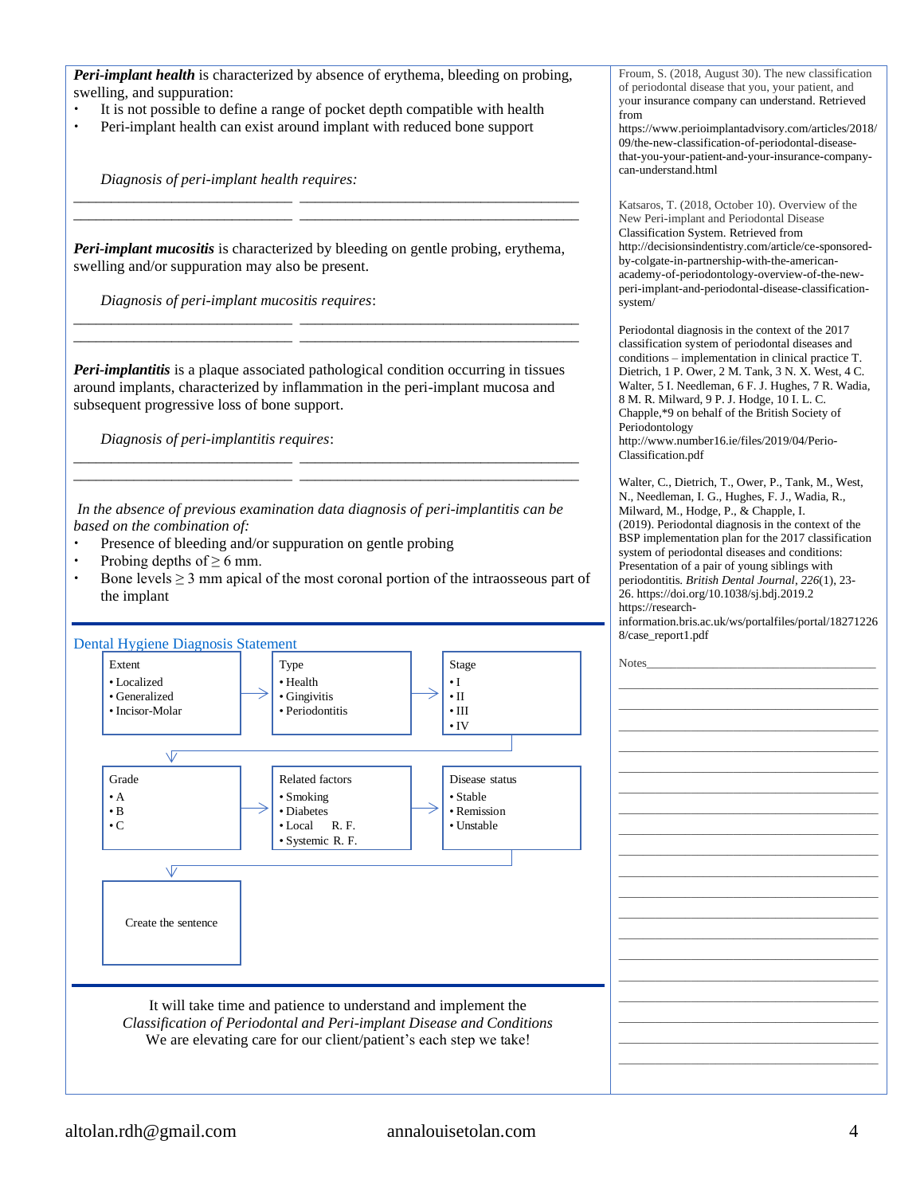***Peri-implant health*** is characterized by absence of erythema, bleeding on probing, swelling, and suppuration:

- It is not possible to define a range of pocket depth compatible with health
- Peri-implant health can exist around implant with reduced bone support

*Diagnosis of peri-implant health requires:*

\_\_\_\_\_\_\_\_\_\_\_\_\_\_\_\_\_\_\_\_\_\_\_\_\_\_\_\_ \_\_\_\_\_\_\_\_\_\_\_\_\_\_\_\_\_\_\_\_\_\_\_\_\_\_\_\_\_\_\_\_\_\_\_\_
\_\_\_\_\_\_\_\_\_\_\_\_\_\_\_\_\_\_\_\_\_\_\_\_\_\_\_\_ \_\_\_\_\_\_\_\_\_\_\_\_\_\_\_\_\_\_\_\_\_\_\_\_\_\_\_\_\_\_\_\_\_\_\_\_

***Peri-implant mucositis*** is characterized by bleeding on gentle probing, erythema, swelling and/or suppuration may also be present.

*Diagnosis of peri-implant mucositis requires*:

\_\_\_\_\_\_\_\_\_\_\_\_\_\_\_\_\_\_\_\_\_\_\_\_\_\_\_\_ \_\_\_\_\_\_\_\_\_\_\_\_\_\_\_\_\_\_\_\_\_\_\_\_\_\_\_\_\_\_\_\_\_\_\_\_
\_\_\_\_\_\_\_\_\_\_\_\_\_\_\_\_\_\_\_\_\_\_\_\_\_\_\_\_ \_\_\_\_\_\_\_\_\_\_\_\_\_\_\_\_\_\_\_\_\_\_\_\_\_\_\_\_\_\_\_\_\_\_\_\_

***Peri-implantitis*** is a plaque associated pathological condition occurring in tissues around implants, characterized by inflammation in the peri-implant mucosa and subsequent progressive loss of bone support.

*Diagnosis of peri-implantitis requires*:

\_\_\_\_\_\_\_\_\_\_\_\_\_\_\_\_\_\_\_\_\_\_\_\_\_\_\_\_ \_\_\_\_\_\_\_\_\_\_\_\_\_\_\_\_\_\_\_\_\_\_\_\_\_\_\_\_\_\_\_\_\_\_\_\_
\_\_\_\_\_\_\_\_\_\_\_\_\_\_\_\_\_\_\_\_\_\_\_\_\_\_\_\_ \_\_\_\_\_\_\_\_\_\_\_\_\_\_\_\_\_\_\_\_\_\_\_\_\_\_\_\_\_\_\_\_\_\_\_\_

*In the absence of previous examination data diagnosis of peri-implantitis can be based on the combination of:*

- Presence of bleeding and/or suppuration on gentle probing
- Probing depths of ≥ 6 mm.
- Bone levels ≥ 3 mm apical of the most coronal portion of the intraosseous part of the implant

## Dental Hygiene Diagnosis Statement

Extent
- Localized
- Generalized
- Incisor-Molar

Type
- Health
- Gingivitis
- Periodontitis

Stage
- I
- II
- III
- IV

Grade
- A
- B
- C

Related factors
- Smoking
- Diabetes
- Local R. F.
- Systemic R. F.

Disease status
- Stable
- Remission
- Unstable

Create the sentence

It will take time and patience to understand and implement the *Classification of Periodontal and Peri-implant Disease and Conditions*
We are elevating care for our client/patient's each step we take!

---

Froum, S. (2018, August 30). The new classification of periodontal disease that you, your patient, and your insurance company can understand. Retrieved from https://www.perioimplantadvisory.com/articles/2018/09/the-new-classification-of-periodontal-disease-that-you-your-patient-and-your-insurance-company-can-understand.html

Katsaros, T. (2018, October 10). Overview of the New Peri-implant and Periodontal Disease Classification System. Retrieved from http://decisionsindentistry.com/article/ce-sponsored-by-colgate-in-partnership-with-the-american-academy-of-periodontology-overview-of-the-new-peri-implant-and-periodontal-disease-classification-system/

Periodontal diagnosis in the context of the 2017 classification system of periodontal diseases and conditions – implementation in clinical practice T. Dietrich, 1 P. Ower, 2 M. Tank, 3 N. X. West, 4 C. Walter, 5 I. Needleman, 6 F. J. Hughes, 7 R. Wadia, 8 M. R. Milward, 9 P. J. Hodge, 10 I. L. C. Chapple,*9 on behalf of the British Society of Periodontology http://www.number16.ie/files/2019/04/Perio-Classification.pdf

Walter, C., Dietrich, T., Ower, P., Tank, M., West, N., Needleman, I. G., Hughes, F. J., Wadia, R., Milward, M., Hodge, P., & Chapple, I. (2019). Periodontal diagnosis in the context of the BSP implementation plan for the 2017 classification system of periodontal diseases and conditions: Presentation of a pair of young siblings with periodontitis. *British Dental Journal*, *226*(1), 23-26. https://doi.org/10.1038/sj.bdj.2019.2 https://research-information.bris.ac.uk/ws/portalfiles/portal/182712268/case_report1.pdf

Notes\_\_\_\_\_\_\_\_\_\_\_\_\_\_\_\_\_\_\_\_\_\_\_\_\_\_\_\_\_\_\_\_\_\_\_\_\_\_

altolan.rdh@gmail.com annalouisetolan.com